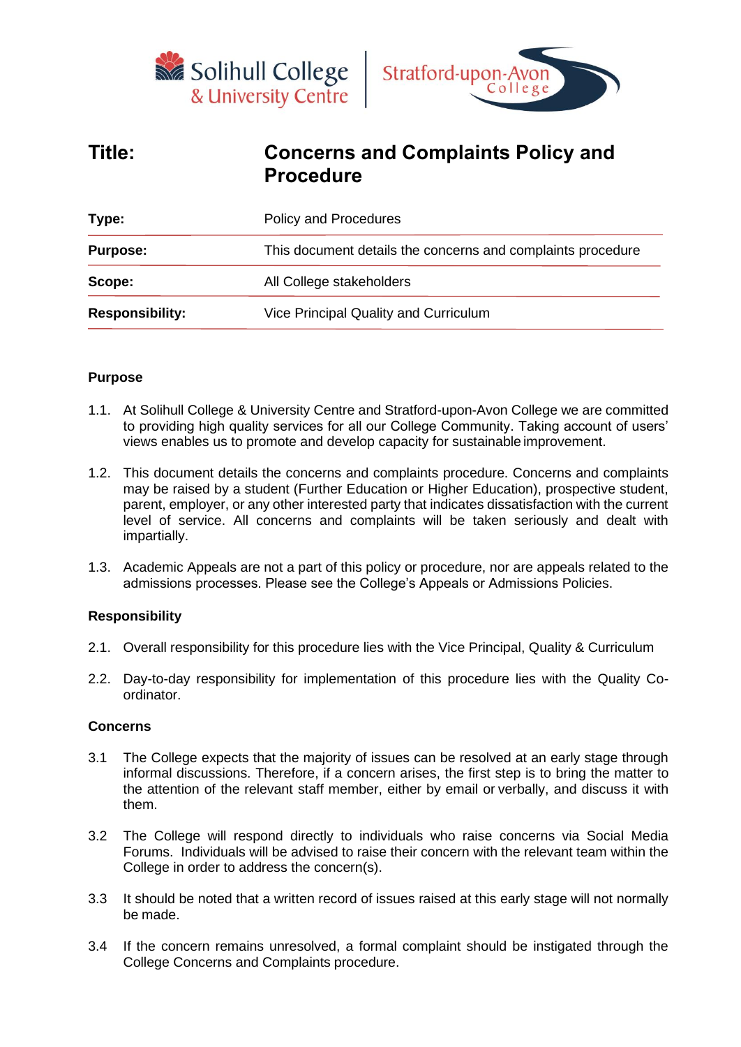Solihull College & University Centre | Stratford-upon-Avon College

| **Title:** | **Concerns and Complaints Policy and Procedure** |
| --- | --- |
| **Type:** | Policy and Procedures |
| **Purpose:** | This document details the concerns and complaints procedure |
| **Scope:** | All College stakeholders |
| **Responsibility:** | Vice Principal Quality and Curriculum |

**Purpose**

1.1. At Solihull College & University Centre and Stratford-upon-Avon College we are committed to providing high quality services for all our College Community. Taking account of users' views enables us to promote and develop capacity for sustainable improvement.

1.2. This document details the concerns and complaints procedure. Concerns and complaints may be raised by a student (Further Education or Higher Education), prospective student, parent, employer, or any other interested party that indicates dissatisfaction with the current level of service. All concerns and complaints will be taken seriously and dealt with impartially.

1.3. Academic Appeals are not a part of this policy or procedure, nor are appeals related to the admissions processes. Please see the College's Appeals or Admissions Policies.

**Responsibility**

2.1. Overall responsibility for this procedure lies with the Vice Principal, Quality & Curriculum

2.2. Day-to-day responsibility for implementation of this procedure lies with the Quality Co-ordinator.

**Concerns**

3.1 The College expects that the majority of issues can be resolved at an early stage through informal discussions. Therefore, if a concern arises, the first step is to bring the matter to the attention of the relevant staff member, either by email or verbally, and discuss it with them.

3.2 The College will respond directly to individuals who raise concerns via Social Media Forums. Individuals will be advised to raise their concern with the relevant team within the College in order to address the concern(s).

3.3 It should be noted that a written record of issues raised at this early stage will not normally be made.

3.4 If the concern remains unresolved, a formal complaint should be instigated through the College Concerns and Complaints procedure.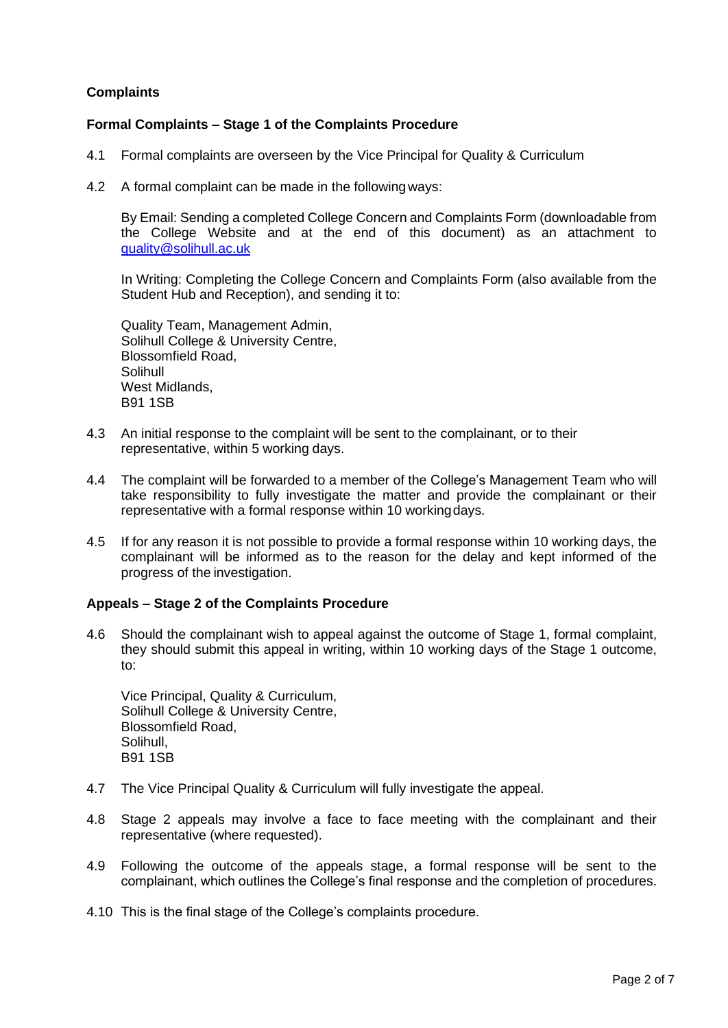## Complaints

### Formal Complaints – Stage 1 of the Complaints Procedure

4.1 Formal complaints are overseen by the Vice Principal for Quality & Curriculum

4.2 A formal complaint can be made in the following ways:

By Email: Sending a completed College Concern and Complaints Form (downloadable from the College Website and at the end of this document) as an attachment to [quality@solihull.ac.uk](mailto:quality@solihull.ac.uk)

In Writing: Completing the College Concern and Complaints Form (also available from the Student Hub and Reception), and sending it to:

Quality Team, Management Admin,  
Solihull College & University Centre,  
Blossomfield Road,  
Solihull  
West Midlands,  
B91 1SB

4.3 An initial response to the complaint will be sent to the complainant, or to their representative, within 5 working days.

4.4 The complaint will be forwarded to a member of the College's Management Team who will take responsibility to fully investigate the matter and provide the complainant or their representative with a formal response within 10 working days.

4.5 If for any reason it is not possible to provide a formal response within 10 working days, the complainant will be informed as to the reason for the delay and kept informed of the progress of the investigation.

### Appeals – Stage 2 of the Complaints Procedure

4.6 Should the complainant wish to appeal against the outcome of Stage 1, formal complaint, they should submit this appeal in writing, within 10 working days of the Stage 1 outcome, to:

Vice Principal, Quality & Curriculum,  
Solihull College & University Centre,  
Blossomfield Road,  
Solihull,  
B91 1SB

4.7 The Vice Principal Quality & Curriculum will fully investigate the appeal.

4.8 Stage 2 appeals may involve a face to face meeting with the complainant and their representative (where requested).

4.9 Following the outcome of the appeals stage, a formal response will be sent to the complainant, which outlines the College's final response and the completion of procedures.

4.10 This is the final stage of the College's complaints procedure.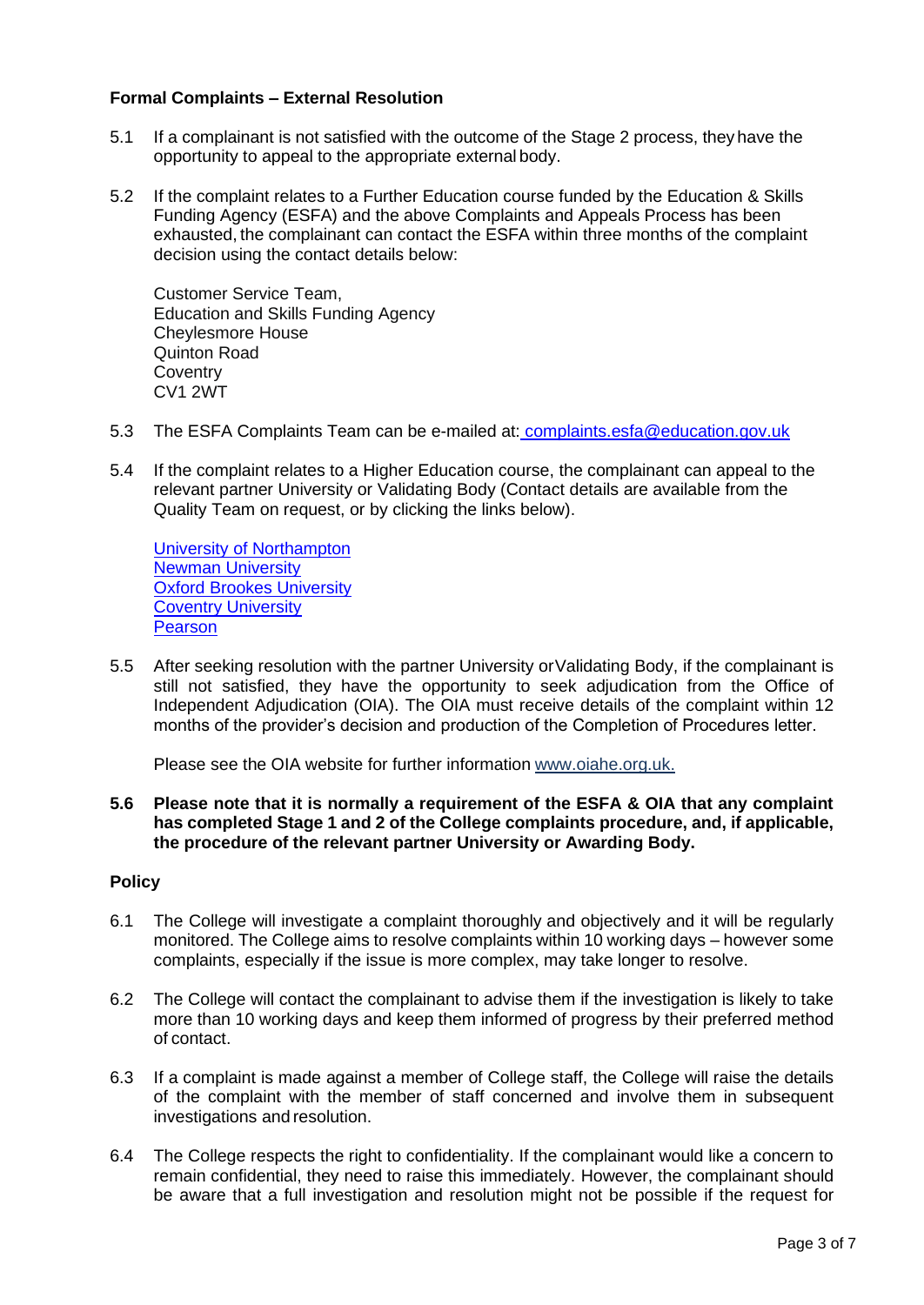## Formal Complaints – External Resolution

5.1 If a complainant is not satisfied with the outcome of the Stage 2 process, they have the opportunity to appeal to the appropriate external body.

5.2 If the complaint relates to a Further Education course funded by the Education & Skills Funding Agency (ESFA) and the above Complaints and Appeals Process has been exhausted, the complainant can contact the ESFA within three months of the complaint decision using the contact details below:

Customer Service Team,
Education and Skills Funding Agency
Cheylesmore House
Quinton Road
Coventry
CV1 2WT

5.3 The ESFA Complaints Team can be e-mailed at: complaints.esfa@education.gov.uk

5.4 If the complaint relates to a Higher Education course, the complainant can appeal to the relevant partner University or Validating Body (Contact details are available from the Quality Team on request, or by clicking the links below).

University of Northampton
Newman University
Oxford Brookes University
Coventry University
Pearson

5.5 After seeking resolution with the partner University or Validating Body, if the complainant is still not satisfied, they have the opportunity to seek adjudication from the Office of Independent Adjudication (OIA). The OIA must receive details of the complaint within 12 months of the provider's decision and production of the Completion of Procedures letter.

Please see the OIA website for further information www.oiahe.org.uk.

**5.6 Please note that it is normally a requirement of the ESFA & OIA that any complaint has completed Stage 1 and 2 of the College complaints procedure, and, if applicable, the procedure of the relevant partner University or Awarding Body.**

## Policy

6.1 The College will investigate a complaint thoroughly and objectively and it will be regularly monitored. The College aims to resolve complaints within 10 working days – however some complaints, especially if the issue is more complex, may take longer to resolve.

6.2 The College will contact the complainant to advise them if the investigation is likely to take more than 10 working days and keep them informed of progress by their preferred method of contact.

6.3 If a complaint is made against a member of College staff, the College will raise the details of the complaint with the member of staff concerned and involve them in subsequent investigations and resolution.

6.4 The College respects the right to confidentiality. If the complainant would like a concern to remain confidential, they need to raise this immediately. However, the complainant should be aware that a full investigation and resolution might not be possible if the request for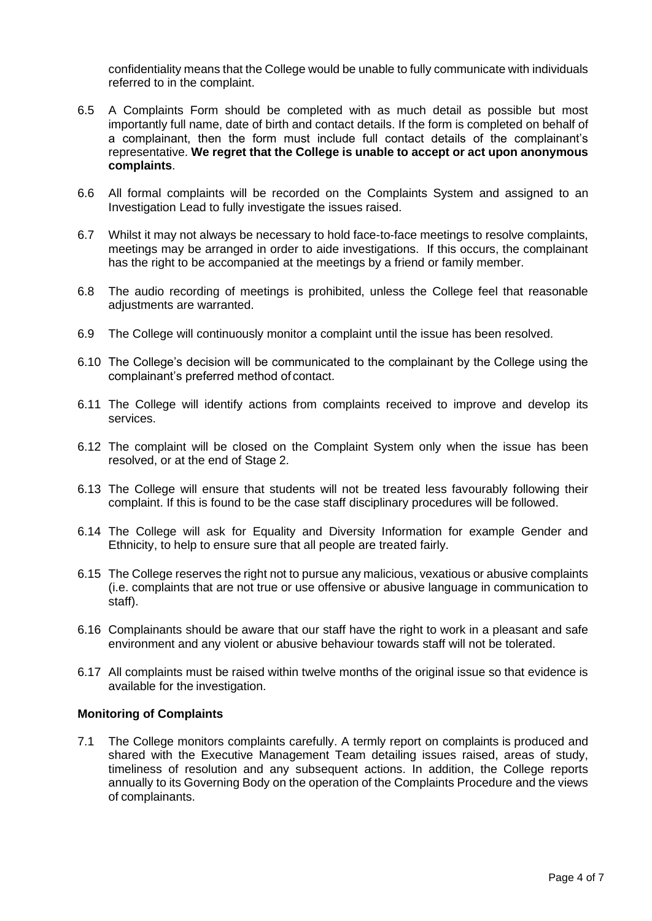confidentiality means that the College would be unable to fully communicate with individuals referred to in the complaint.

6.5 A Complaints Form should be completed with as much detail as possible but most importantly full name, date of birth and contact details. If the form is completed on behalf of a complainant, then the form must include full contact details of the complainant's representative. **We regret that the College is unable to accept or act upon anonymous complaints**.

6.6 All formal complaints will be recorded on the Complaints System and assigned to an Investigation Lead to fully investigate the issues raised.

6.7 Whilst it may not always be necessary to hold face-to-face meetings to resolve complaints, meetings may be arranged in order to aide investigations. If this occurs, the complainant has the right to be accompanied at the meetings by a friend or family member.

6.8 The audio recording of meetings is prohibited, unless the College feel that reasonable adjustments are warranted.

6.9 The College will continuously monitor a complaint until the issue has been resolved.

6.10 The College's decision will be communicated to the complainant by the College using the complainant's preferred method of contact.

6.11 The College will identify actions from complaints received to improve and develop its services.

6.12 The complaint will be closed on the Complaint System only when the issue has been resolved, or at the end of Stage 2.

6.13 The College will ensure that students will not be treated less favourably following their complaint. If this is found to be the case staff disciplinary procedures will be followed.

6.14 The College will ask for Equality and Diversity Information for example Gender and Ethnicity, to help to ensure sure that all people are treated fairly.

6.15 The College reserves the right not to pursue any malicious, vexatious or abusive complaints (i.e. complaints that are not true or use offensive or abusive language in communication to staff).

6.16 Complainants should be aware that our staff have the right to work in a pleasant and safe environment and any violent or abusive behaviour towards staff will not be tolerated.

6.17 All complaints must be raised within twelve months of the original issue so that evidence is available for the investigation.

**Monitoring of Complaints**

7.1 The College monitors complaints carefully. A termly report on complaints is produced and shared with the Executive Management Team detailing issues raised, areas of study, timeliness of resolution and any subsequent actions. In addition, the College reports annually to its Governing Body on the operation of the Complaints Procedure and the views of complainants.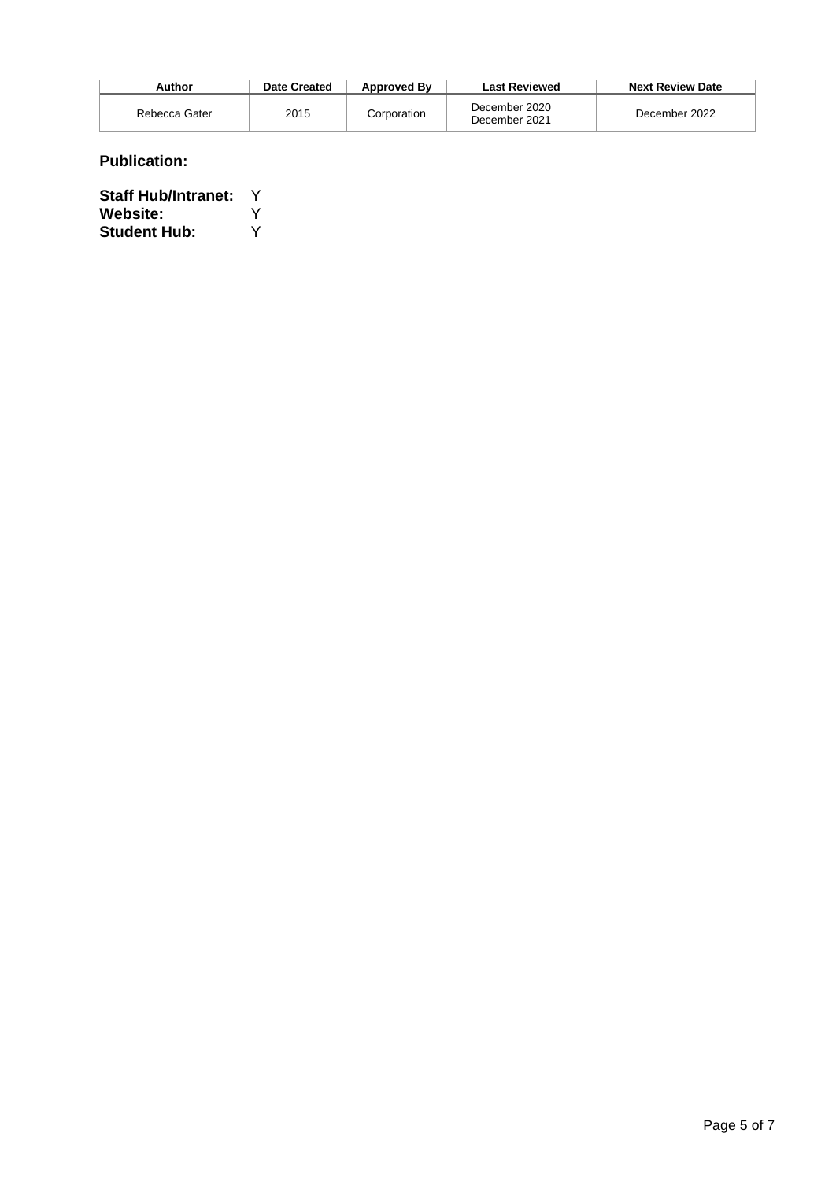| Author | Date Created | Approved By | Last Reviewed | Next Review Date |
|---|---|---|---|---|
| Rebecca Gater | 2015 | Corporation | December 2020<br>December 2021 | December 2022 |

**Publication:**

**Staff Hub/Intranet:** Y
**Website:** Y
**Student Hub:** Y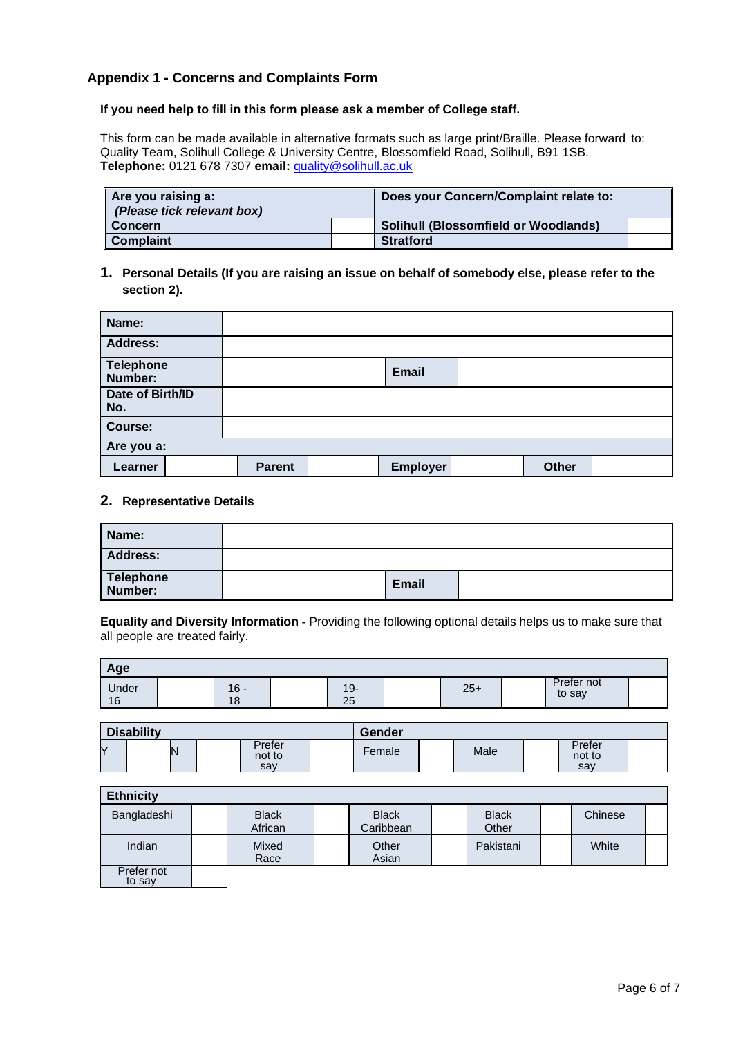## Appendix 1 - Concerns and Complaints Form

**If you need help to fill in this form please ask a member of College staff.**

This form can be made available in alternative formats such as large print/Braille. Please forward to: Quality Team, Solihull College & University Centre, Blossomfield Road, Solihull, B91 1SB.
**Telephone:** 0121 678 7307 **email:** quality@solihull.ac.uk

| **Are you raising a:** ***(Please tick relevant box)*** | | **Does your Concern/Complaint relate to:** | |
|---|---|---|---|
| **Concern** | | **Solihull (Blossomfield or Woodlands)** | |
| **Complaint** | | **Stratford** | |

**1. Personal Details (If you are raising an issue on behalf of somebody else, please refer to the section 2).**

| **Name:** | | | | | | | |
|---|---|---|---|---|---|---|---|
| **Address:** | | | | | | | |
| **Telephone Number:** | | | | **Email** | | | |
| **Date of Birth/ID No.** | | | | | | | |
| **Course:** | | | | | | | |
| **Are you a:** | | | | | | | |
| **Learner** | | **Parent** | | **Employer** | | **Other** | |

**2. Representative Details**

| **Name:** | | | |
|---|---|---|---|
| **Address:** | | | |
| **Telephone Number:** | | **Email** | |

**Equality and Diversity Information -** Providing the following optional details helps us to make sure that all people are treated fairly.

| **Age** | | | | | | | | | |
|---|---|---|---|---|---|---|---|---|---|
| Under 16 | | 16 - 18 | | 19-25 | | 25+ | | Prefer not to say | |

| **Disability** | | | | | | **Gender** | | | | | |
|---|---|---|---|---|---|---|---|---|---|---|---|
| Y | | N | | Prefer not to say | | Female | | Male | | Prefer not to say | |

| **Ethnicity** | | | | | | | | | |
|---|---|---|---|---|---|---|---|---|---|
| Bangladeshi | | Black African | | Black Caribbean | | Black Other | | Chinese | |
| Indian | | Mixed Race | | Other Asian | | Pakistani | | White | |
| Prefer not to say | | | | | | | | | |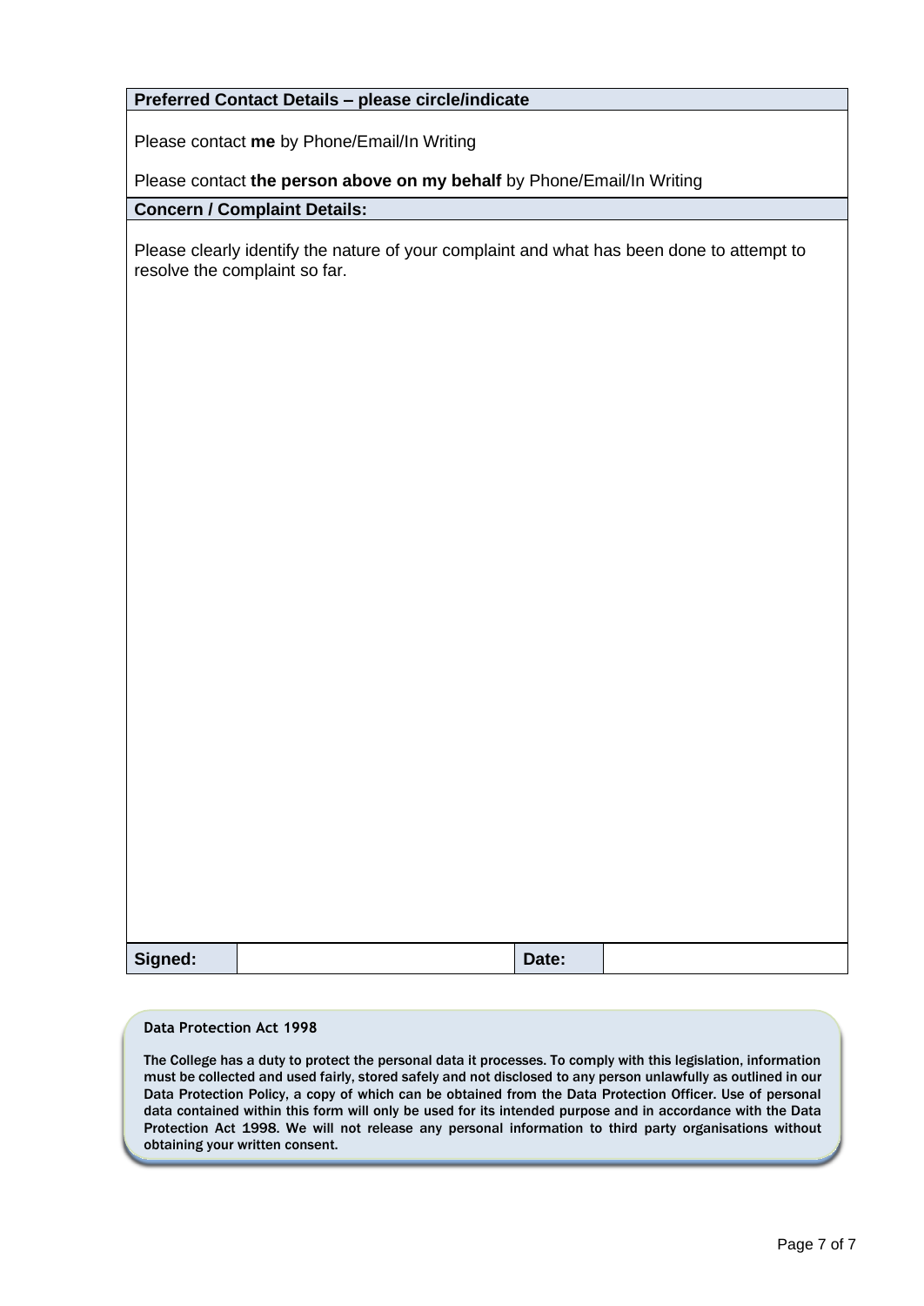**Preferred Contact Details – please circle/indicate**

Please contact **me** by Phone/Email/In Writing

Please contact **the person above on my behalf** by Phone/Email/In Writing

**Concern / Complaint Details:**

Please clearly identify the nature of your complaint and what has been done to attempt to resolve the complaint so far.

| | | | |
|---|---|---|---|
| **Signed:** | | **Date:** | |

**Data Protection Act 1998**

The College has a duty to protect the personal data it processes. To comply with this legislation, information must be collected and used fairly, stored safely and not disclosed to any person unlawfully as outlined in our Data Protection Policy, a copy of which can be obtained from the Data Protection Officer. Use of personal data contained within this form will only be used for its intended purpose and in accordance with the Data Protection Act 1998. We will not release any personal information to third party organisations without obtaining your written consent.